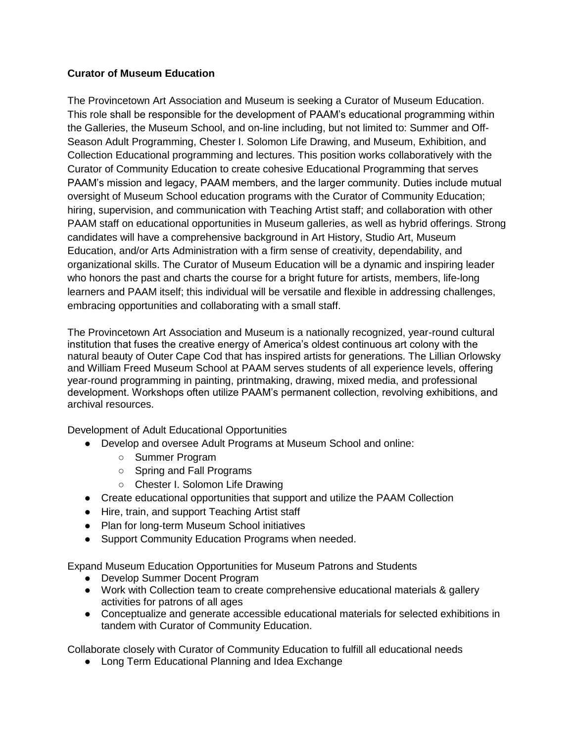**Curator of Museum Education**

The Provincetown Art Association and Museum is seeking a Curator of Museum Education. This role shall be responsible for the development of PAAM's educational programming within the Galleries, the Museum School, and on-line including, but not limited to: Summer and Off-Season Adult Programming, Chester I. Solomon Life Drawing, and Museum, Exhibition, and Collection Educational programming and lectures. This position works collaboratively with the Curator of Community Education to create cohesive Educational Programming that serves PAAM's mission and legacy, PAAM members, and the larger community. Duties include mutual oversight of Museum School education programs with the Curator of Community Education; hiring, supervision, and communication with Teaching Artist staff; and collaboration with other PAAM staff on educational opportunities in Museum galleries, as well as hybrid offerings. Strong candidates will have a comprehensive background in Art History, Studio Art, Museum Education, and/or Arts Administration with a firm sense of creativity, dependability, and organizational skills. The Curator of Museum Education will be a dynamic and inspiring leader who honors the past and charts the course for a bright future for artists, members, life-long learners and PAAM itself; this individual will be versatile and flexible in addressing challenges, embracing opportunities and collaborating with a small staff.

The Provincetown Art Association and Museum is a nationally recognized, year-round cultural institution that fuses the creative energy of America's oldest continuous art colony with the natural beauty of Outer Cape Cod that has inspired artists for generations. The Lillian Orlowsky and William Freed Museum School at PAAM serves students of all experience levels, offering year-round programming in painting, printmaking, drawing, mixed media, and professional development. Workshops often utilize PAAM's permanent collection, revolving exhibitions, and archival resources.

Development of Adult Educational Opportunities

- Develop and oversee Adult Programs at Museum School and online:
  - Summer Program
  - Spring and Fall Programs
  - Chester I. Solomon Life Drawing
- Create educational opportunities that support and utilize the PAAM Collection
- Hire, train, and support Teaching Artist staff
- Plan for long-term Museum School initiatives
- Support Community Education Programs when needed.

Expand Museum Education Opportunities for Museum Patrons and Students

- Develop Summer Docent Program
- Work with Collection team to create comprehensive educational materials & gallery activities for patrons of all ages
- Conceptualize and generate accessible educational materials for selected exhibitions in tandem with Curator of Community Education.

Collaborate closely with Curator of Community Education to fulfill all educational needs

- Long Term Educational Planning and Idea Exchange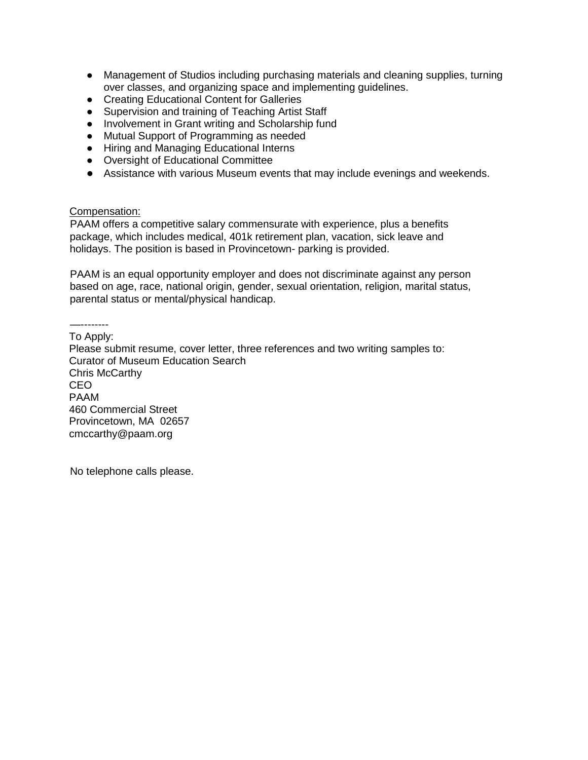- Management of Studios including purchasing materials and cleaning supplies, turning over classes, and organizing space and implementing guidelines.
- Creating Educational Content for Galleries
- Supervision and training of Teaching Artist Staff
- Involvement in Grant writing and Scholarship fund
- Mutual Support of Programming as needed
- Hiring and Managing Educational Interns
- Oversight of Educational Committee
- Assistance with various Museum events that may include evenings and weekends.

<u>Compensation:</u>
PAAM offers a competitive salary commensurate with experience, plus a benefits package, which includes medical, 401k retirement plan, vacation, sick leave and holidays. The position is based in Provincetown- parking is provided.

PAAM is an equal opportunity employer and does not discriminate against any person based on age, race, national origin, gender, sexual orientation, religion, marital status, parental status or mental/physical handicap.

—--------

To Apply:
Please submit resume, cover letter, three references and two writing samples to:
Curator of Museum Education Search
Chris McCarthy
CEO
PAAM
460 Commercial Street
Provincetown, MA 02657
cmccarthy@paam.org

No telephone calls please.